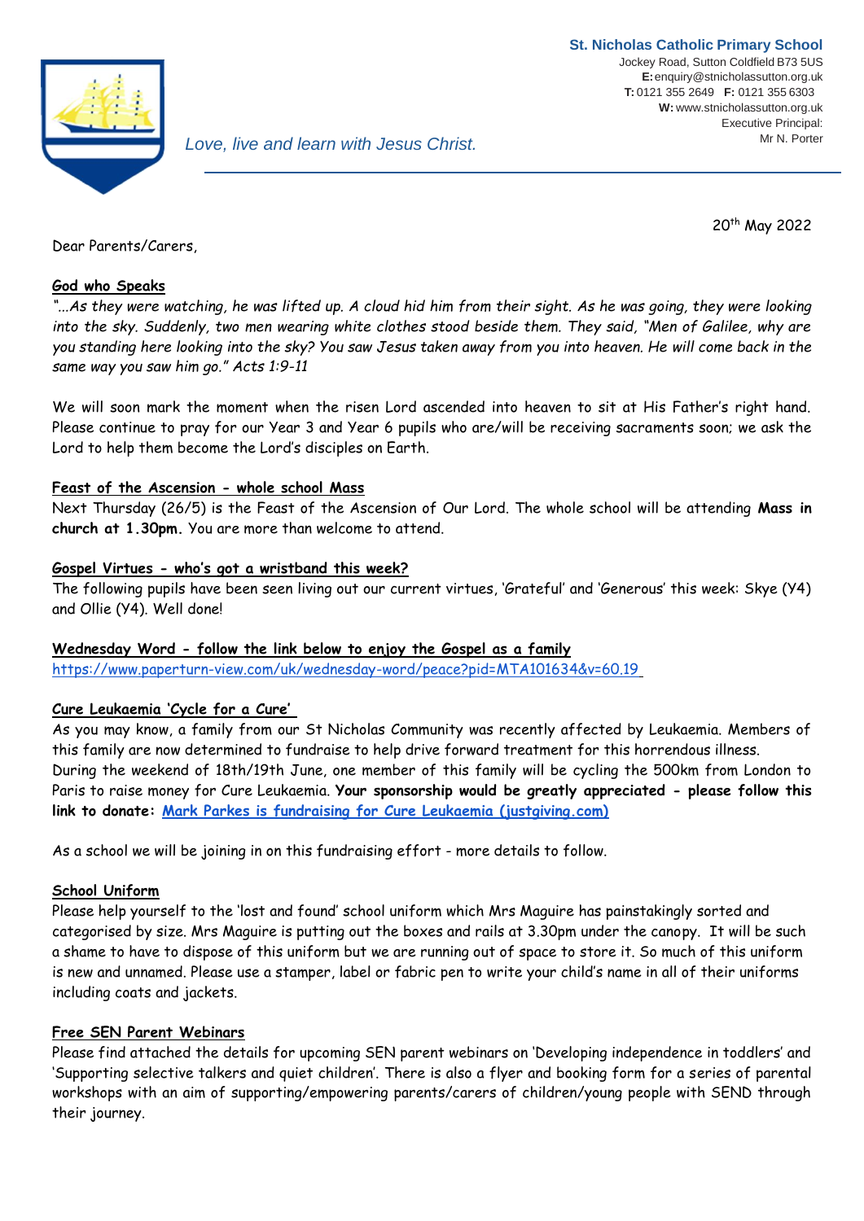**St. Nicholas Catholic Primary School**
Jockey Road, Sutton Coldfield B73 5US
**E:** enquiry@stnicholassutton.org.uk
**T:** 0121 355 2649 **F:** 0121 355 6303
**W:** www.stnicholassutton.org.uk
Executive Principal:
Mr N. Porter

*Love, live and learn with Jesus Christ.*

20th May 2022

Dear Parents/Carers,

**God who Speaks**

*"...As they were watching, he was lifted up. A cloud hid him from their sight. As he was going, they were looking into the sky. Suddenly, two men wearing white clothes stood beside them. They said, "Men of Galilee, why are you standing here looking into the sky? You saw Jesus taken away from you into heaven. He will come back in the same way you saw him go." Acts 1:9-11*

We will soon mark the moment when the risen Lord ascended into heaven to sit at His Father's right hand. Please continue to pray for our Year 3 and Year 6 pupils who are/will be receiving sacraments soon; we ask the Lord to help them become the Lord's disciples on Earth.

**Feast of the Ascension - whole school Mass**

Next Thursday (26/5) is the Feast of the Ascension of Our Lord. The whole school will be attending **Mass in church at 1.30pm.** You are more than welcome to attend.

**Gospel Virtues - who's got a wristband this week?**

The following pupils have been seen living out our current virtues, 'Grateful' and 'Generous' this week: Skye (Y4) and Ollie (Y4). Well done!

**Wednesday Word - follow the link below to enjoy the Gospel as a family**

https://www.paperturn-view.com/uk/wednesday-word/peace?pid=MTA101634&v=60.19

**Cure Leukaemia 'Cycle for a Cure'**

As you may know, a family from our St Nicholas Community was recently affected by Leukaemia. Members of this family are now determined to fundraise to help drive forward treatment for this horrendous illness.
During the weekend of 18th/19th June, one member of this family will be cycling the 500km from London to Paris to raise money for Cure Leukaemia. **Your sponsorship would be greatly appreciated - please follow this link to donate: Mark Parkes is fundraising for Cure Leukaemia (justgiving.com)**

As a school we will be joining in on this fundraising effort - more details to follow.

**School Uniform**

Please help yourself to the 'lost and found' school uniform which Mrs Maguire has painstakingly sorted and categorised by size. Mrs Maguire is putting out the boxes and rails at 3.30pm under the canopy. It will be such a shame to have to dispose of this uniform but we are running out of space to store it. So much of this uniform is new and unnamed. Please use a stamper, label or fabric pen to write your child's name in all of their uniforms including coats and jackets.

**Free SEN Parent Webinars**

Please find attached the details for upcoming SEN parent webinars on 'Developing independence in toddlers' and 'Supporting selective talkers and quiet children'. There is also a flyer and booking form for a series of parental workshops with an aim of supporting/empowering parents/carers of children/young people with SEND through their journey.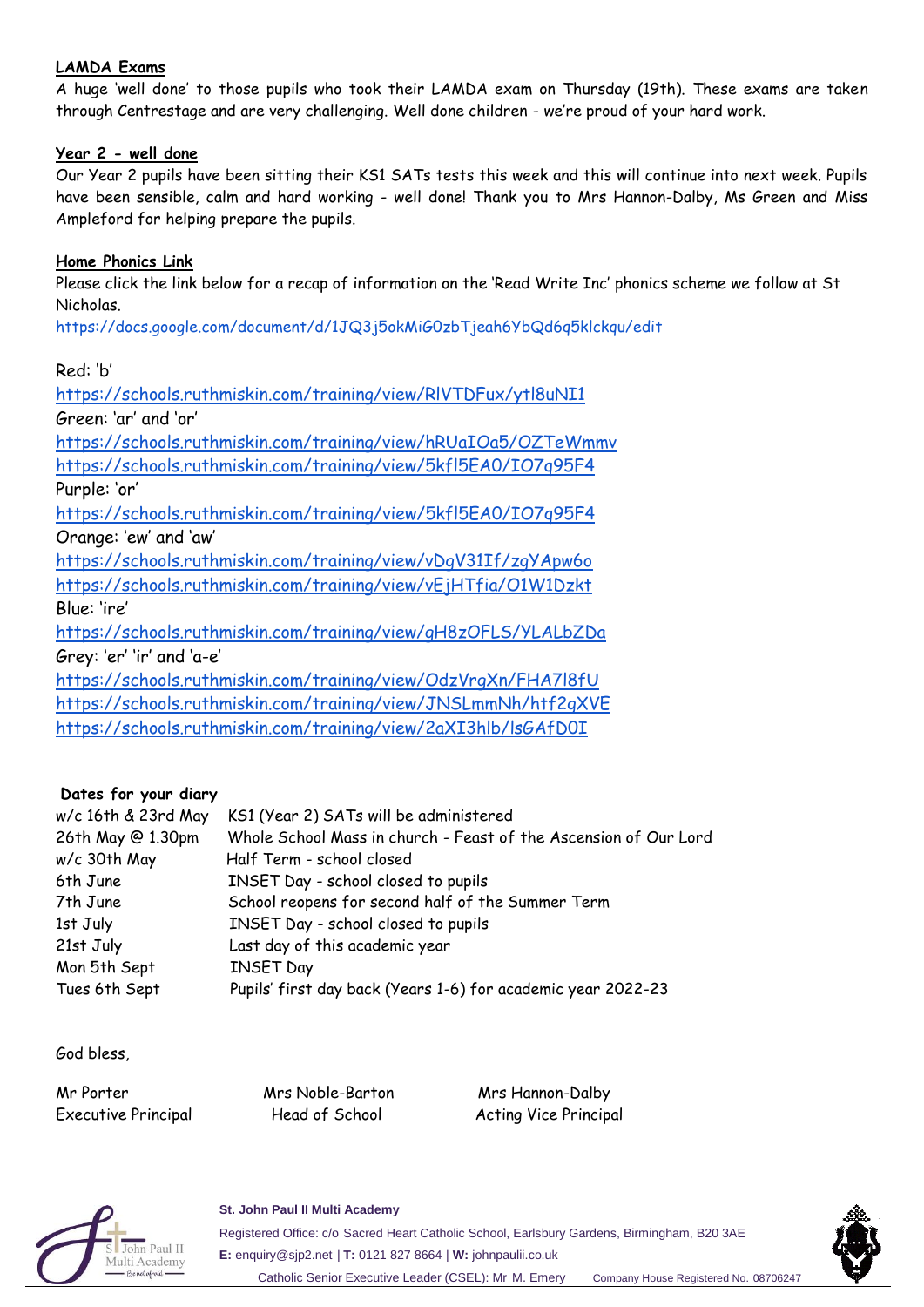**LAMDA Exams**

A huge 'well done' to those pupils who took their LAMDA exam on Thursday (19th). These exams are taken through Centrestage and are very challenging. Well done children - we're proud of your hard work.

**Year 2 - well done**

Our Year 2 pupils have been sitting their KS1 SATs tests this week and this will continue into next week. Pupils have been sensible, calm and hard working - well done! Thank you to Mrs Hannon-Dalby, Ms Green and Miss Ampleford for helping prepare the pupils.

**Home Phonics Link**

Please click the link below for a recap of information on the 'Read Write Inc' phonics scheme we follow at St Nicholas.

https://docs.google.com/document/d/1JQ3j5okMiG0zbTjeah6YbQd6q5klckqu/edit

Red: 'b'

https://schools.ruthmiskin.com/training/view/RlVTDFux/ytl8uNI1

Green: 'ar' and 'or'

https://schools.ruthmiskin.com/training/view/hRUaIOa5/OZTeWmmv

https://schools.ruthmiskin.com/training/view/5kfl5EA0/IO7q95F4

Purple: 'or'

https://schools.ruthmiskin.com/training/view/5kfl5EA0/IO7q95F4

Orange: 'ew' and 'aw'

https://schools.ruthmiskin.com/training/view/vDqV31If/zqYApw6o

https://schools.ruthmiskin.com/training/view/vEjHTfia/O1W1Dzkt

Blue: 'ire'

https://schools.ruthmiskin.com/training/view/gH8zOFLS/YLALbZDa

Grey: 'er' 'ir' and 'a-e'

https://schools.ruthmiskin.com/training/view/OdzVrqXn/FHA7l8fU

https://schools.ruthmiskin.com/training/view/JNSLmmNh/htf2qXVE

https://schools.ruthmiskin.com/training/view/2aXI3hlb/lsGAfD0I

**Dates for your diary**

| | |
|---|---|
| w/c 16th & 23rd May | KS1 (Year 2) SATs will be administered |
| 26th May @ 1.30pm | Whole School Mass in church - Feast of the Ascension of Our Lord |
| w/c 30th May | Half Term - school closed |
| 6th June | INSET Day - school closed to pupils |
| 7th June | School reopens for second half of the Summer Term |
| 1st July | INSET Day - school closed to pupils |
| 21st July | Last day of this academic year |
| Mon 5th Sept | INSET Day |
| Tues 6th Sept | Pupils' first day back (Years 1-6) for academic year 2022-23 |

God bless,

| | | |
|---|---|---|
| Mr Porter | Mrs Noble-Barton | Mrs Hannon-Dalby |
| Executive Principal | Head of School | Acting Vice Principal |

**St. John Paul II Multi Academy**

Registered Office: c/o Sacred Heart Catholic School, Earlsbury Gardens, Birmingham, B20 3AE

**E:** enquiry@sjp2.net | **T:** 0121 827 8664 | **W:** johnpaulii.co.uk

Catholic Senior Executive Leader (CSEL): Mr M. Emery Company House Registered No. 08706247